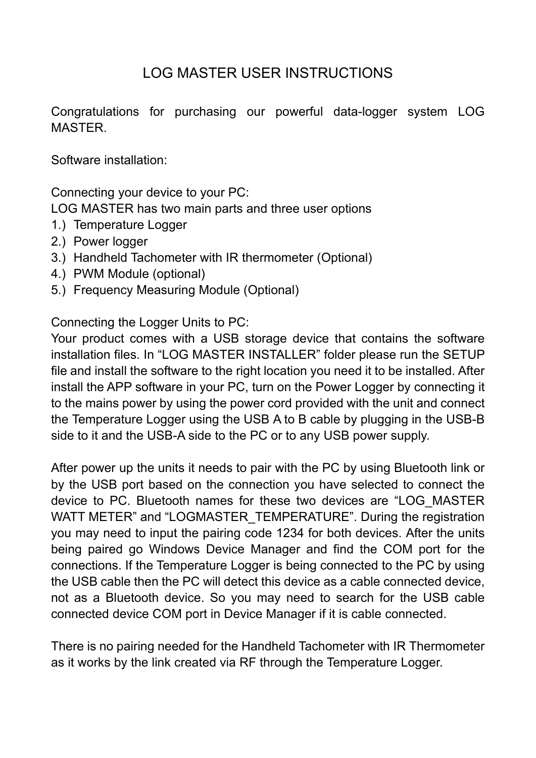# LOG MASTER USER INSTRUCTIONS

Congratulations for purchasing our powerful data-logger system LOG MASTER.

Software installation:

Connecting your device to your PC:
LOG MASTER has two main parts and three user options

1.) Temperature Logger
2.) Power logger
3.) Handheld Tachometer with IR thermometer (Optional)
4.) PWM Module (optional)
5.) Frequency Measuring Module (Optional)

Connecting the Logger Units to PC:
Your product comes with a USB storage device that contains the software installation files. In "LOG MASTER INSTALLER" folder please run the SETUP file and install the software to the right location you need it to be installed. After install the APP software in your PC, turn on the Power Logger by connecting it to the mains power by using the power cord provided with the unit and connect the Temperature Logger using the USB A to B cable by plugging in the USB-B side to it and the USB-A side to the PC or to any USB power supply.

After power up the units it needs to pair with the PC by using Bluetooth link or by the USB port based on the connection you have selected to connect the device to PC. Bluetooth names for these two devices are "LOG_MASTER WATT METER" and "LOGMASTER_TEMPERATURE". During the registration you may need to input the pairing code 1234 for both devices. After the units being paired go Windows Device Manager and find the COM port for the connections. If the Temperature Logger is being connected to the PC by using the USB cable then the PC will detect this device as a cable connected device, not as a Bluetooth device. So you may need to search for the USB cable connected device COM port in Device Manager if it is cable connected.

There is no pairing needed for the Handheld Tachometer with IR Thermometer as it works by the link created via RF through the Temperature Logger.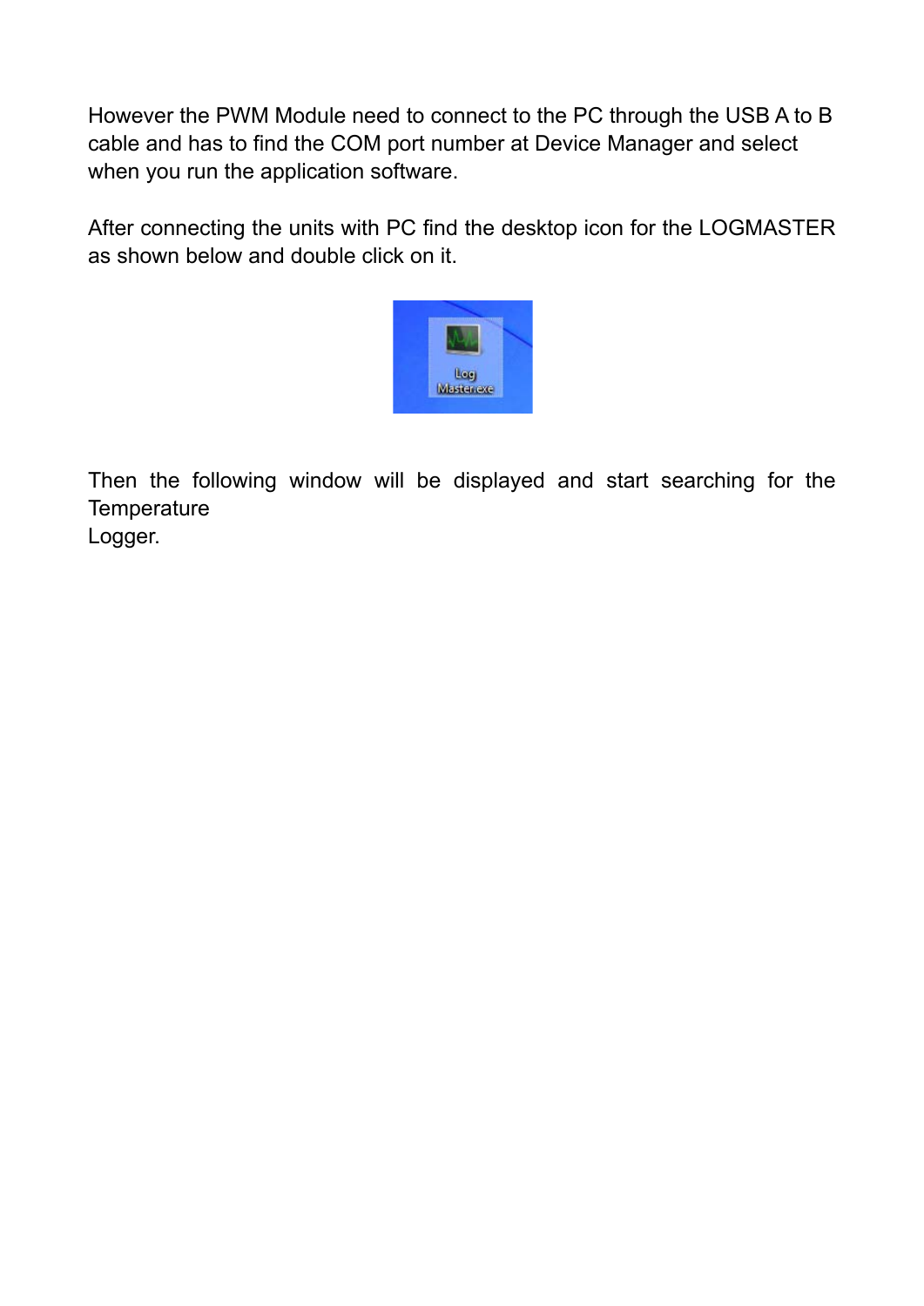However the PWM Module need to connect to the PC through the USB A to B cable and has to find the COM port number at Device Manager and select when you run the application software.

After connecting the units with PC find the desktop icon for the LOGMASTER as shown below and double click on it.

Then the following window will be displayed and start searching for the Temperature Logger.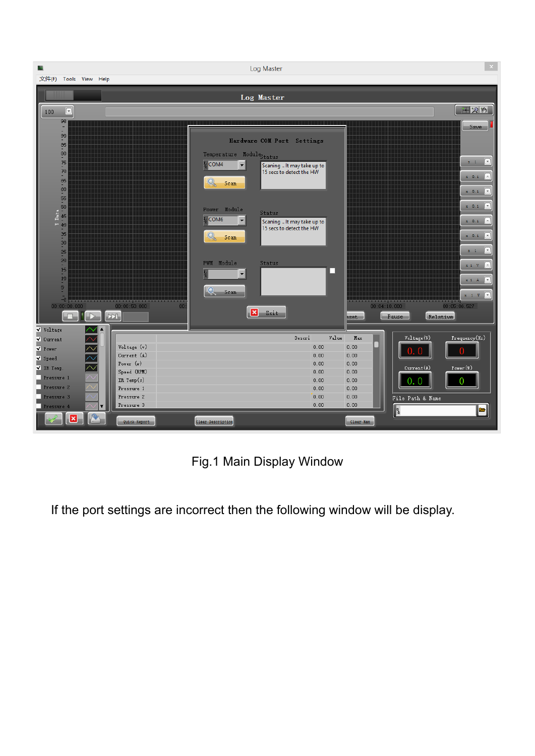Fig.1 Main Display Window

If the port settings are incorrect then the following window will be display.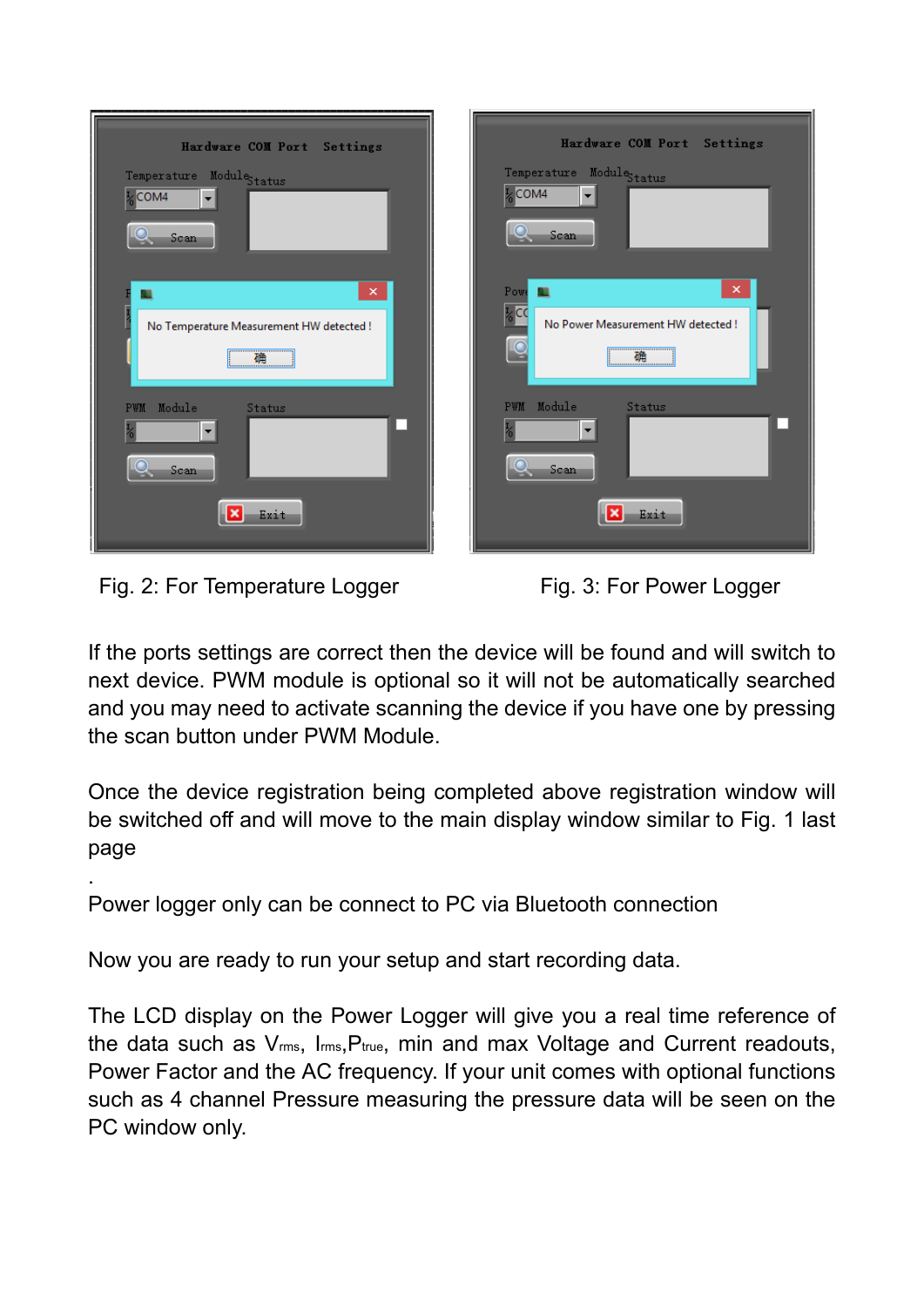Fig. 2: For Temperature Logger

Fig. 3: For Power Logger

If the ports settings are correct then the device will be found and will switch to next device. PWM module is optional so it will not be automatically searched and you may need to activate scanning the device if you have one by pressing the scan button under PWM Module.

Once the device registration being completed above registration window will be switched off and will move to the main display window similar to Fig. 1 last page

.

Power logger only can be connect to PC via Bluetooth connection

Now you are ready to run your setup and start recording data.

The LCD display on the Power Logger will give you a real time reference of the data such as $V_{rms}$, $I_{rms}$, $P_{true}$, min and max Voltage and Current readouts, Power Factor and the AC frequency. If your unit comes with optional functions such as 4 channel Pressure measuring the pressure data will be seen on the PC window only.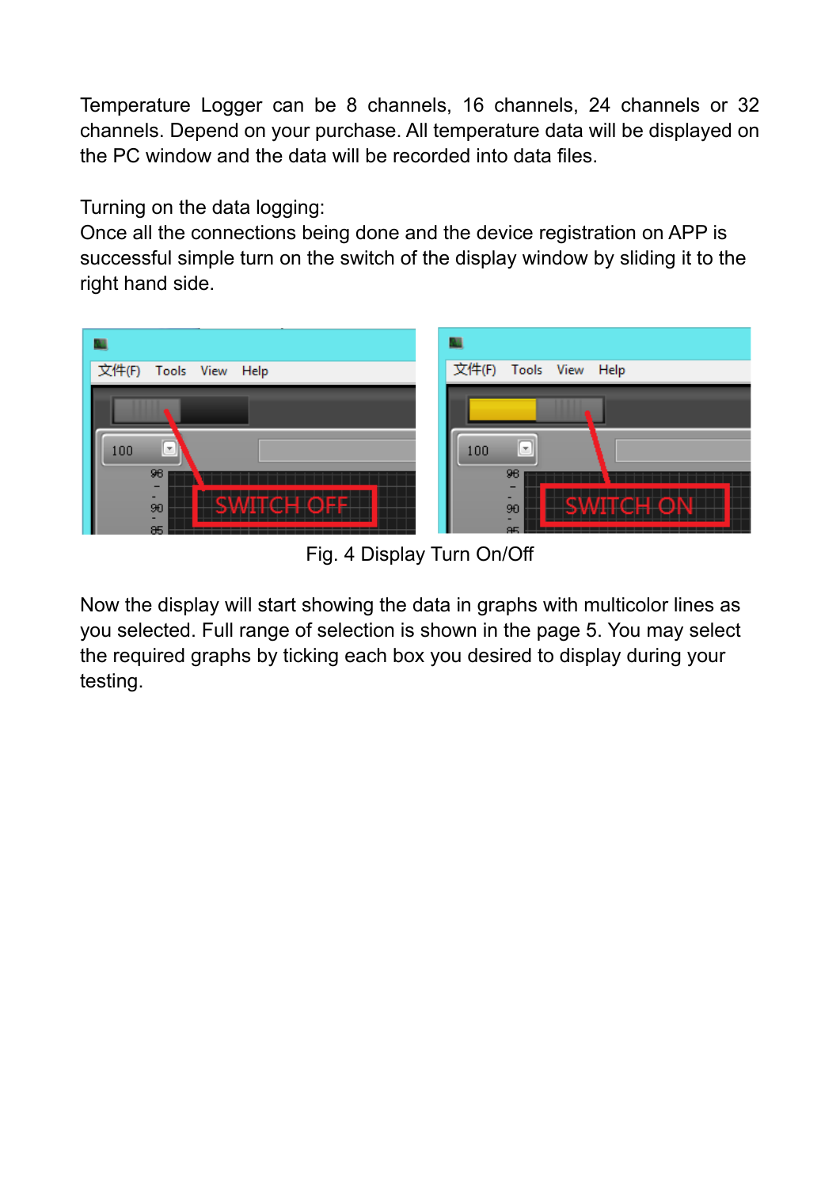Temperature Logger can be 8 channels, 16 channels, 24 channels or 32 channels. Depend on your purchase. All temperature data will be displayed on the PC window and the data will be recorded into data files.

Turning on the data logging:
Once all the connections being done and the device registration on APP is successful simple turn on the switch of the display window by sliding it to the right hand side.

Fig. 4 Display Turn On/Off

Now the display will start showing the data in graphs with multicolor lines as you selected. Full range of selection is shown in the page 5. You may select the required graphs by ticking each box you desired to display during your testing.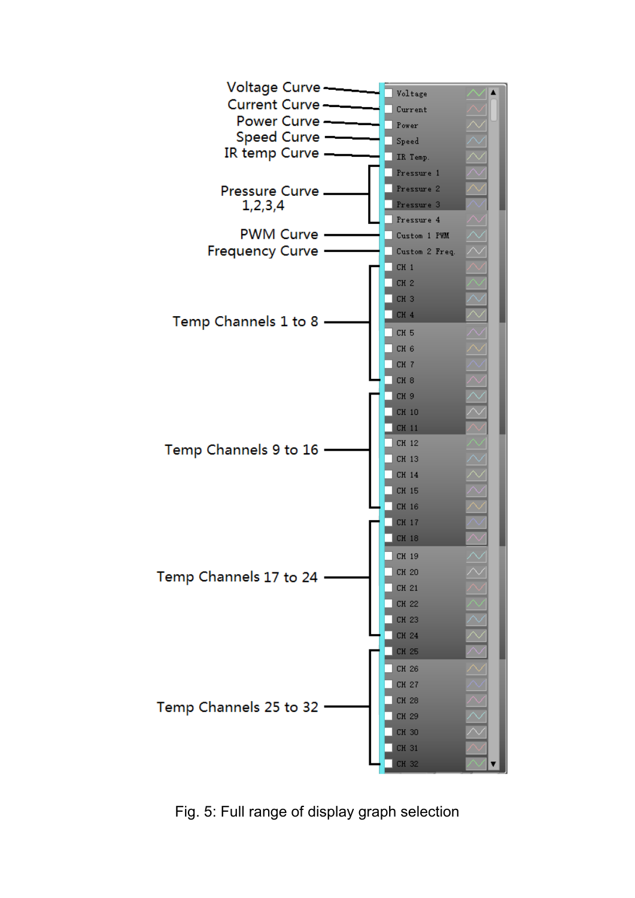Fig. 5: Full range of display graph selection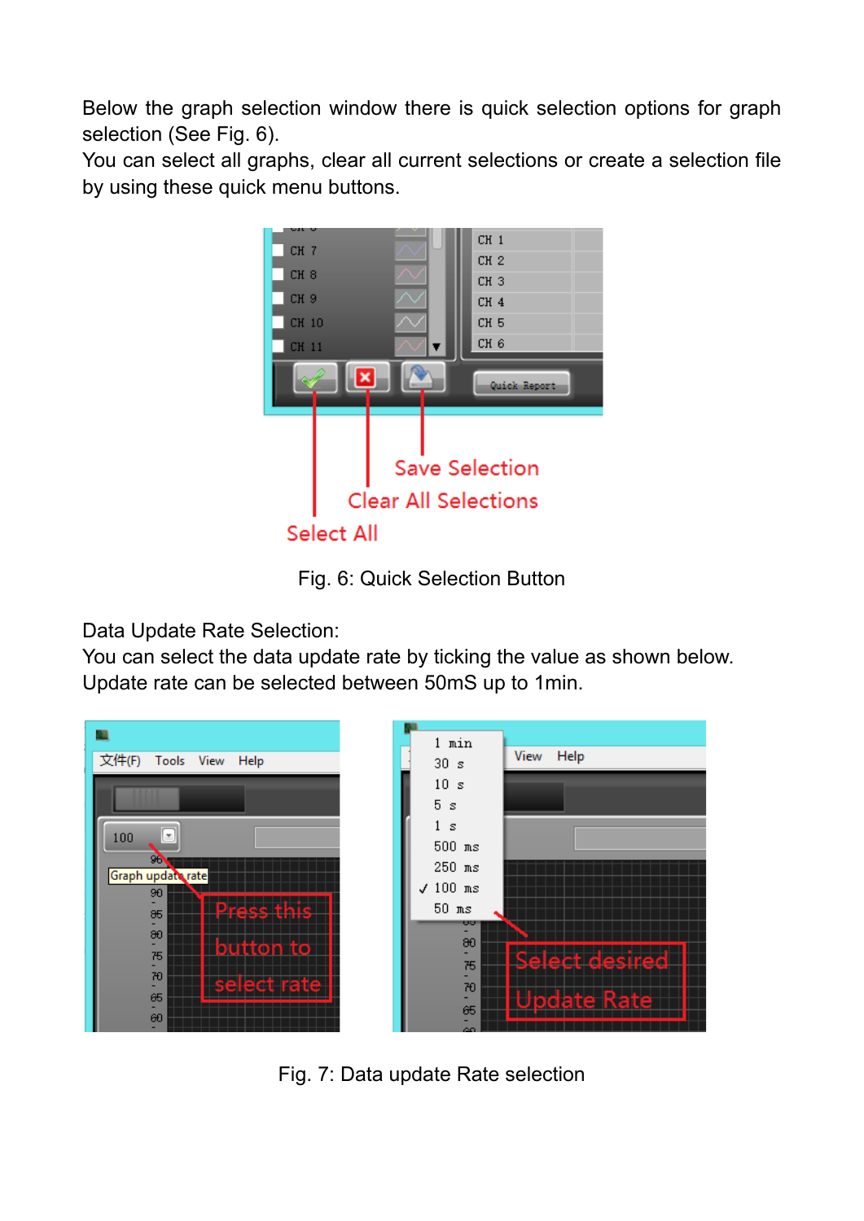Below the graph selection window there is quick selection options for graph selection (See Fig. 6).
You can select all graphs, clear all current selections or create a selection file by using these quick menu buttons.

Fig. 6: Quick Selection Button

Data Update Rate Selection:
You can select the data update rate by ticking the value as shown below.
Update rate can be selected between 50mS up to 1min.

Fig. 7: Data update Rate selection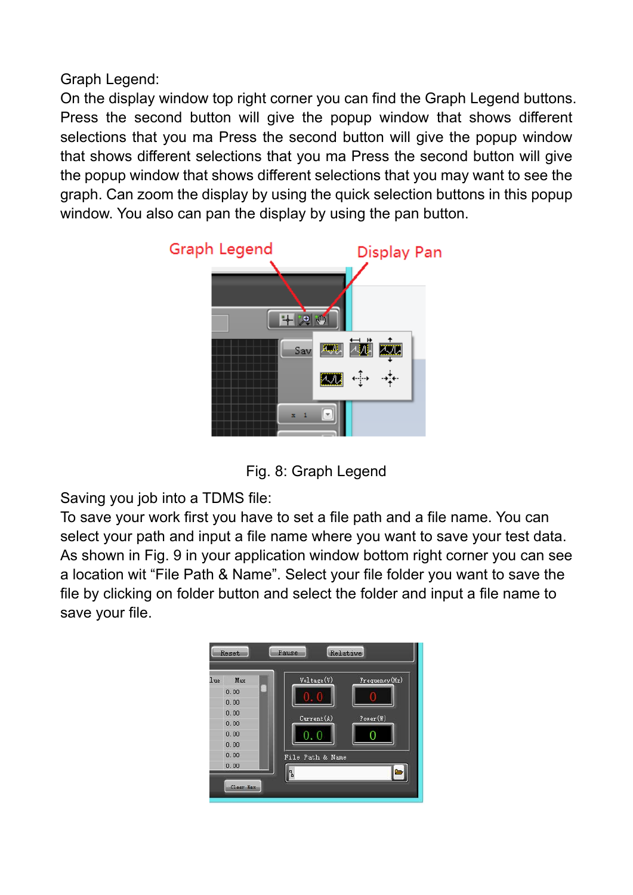Graph Legend:

On the display window top right corner you can find the Graph Legend buttons. Press the second button will give the popup window that shows different selections that you ma Press the second button will give the popup window that shows different selections that you ma Press the second button will give the popup window that shows different selections that you may want to see the graph. Can zoom the display by using the quick selection buttons in this popup window. You also can pan the display by using the pan button.

Fig. 8: Graph Legend

Saving you job into a TDMS file:

To save your work first you have to set a file path and a file name. You can select your path and input a file name where you want to save your test data. As shown in Fig. 9 in your application window bottom right corner you can see a location wit “File Path & Name”. Select your file folder you want to save the file by clicking on folder button and select the folder and input a file name to save your file.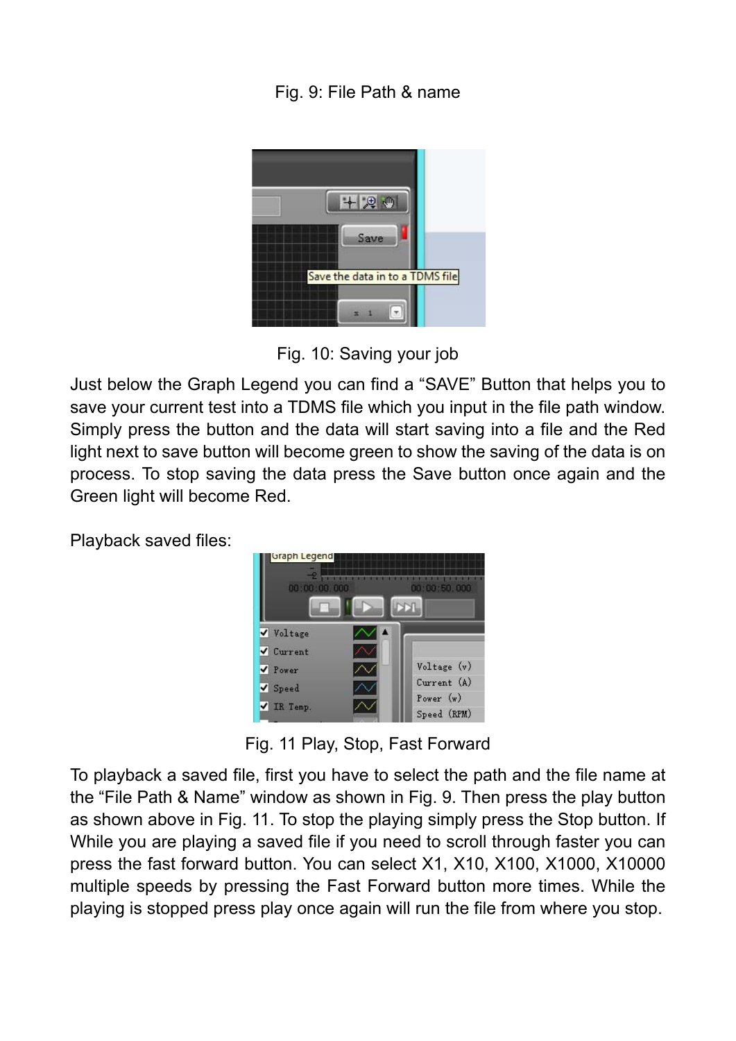Fig. 9: File Path & name

Fig. 10: Saving your job

Just below the Graph Legend you can find a “SAVE” Button that helps you to save your current test into a TDMS file which you input in the file path window. Simply press the button and the data will start saving into a file and the Red light next to save button will become green to show the saving of the data is on process. To stop saving the data press the Save button once again and the Green light will become Red.

Playback saved files:

Fig. 11 Play, Stop, Fast Forward

To playback a saved file, first you have to select the path and the file name at the “File Path & Name” window as shown in Fig. 9. Then press the play button as shown above in Fig. 11. To stop the playing simply press the Stop button. If While you are playing a saved file if you need to scroll through faster you can press the fast forward button. You can select X1, X10, X100, X1000, X10000 multiple speeds by pressing the Fast Forward button more times. While the playing is stopped press play once again will run the file from where you stop.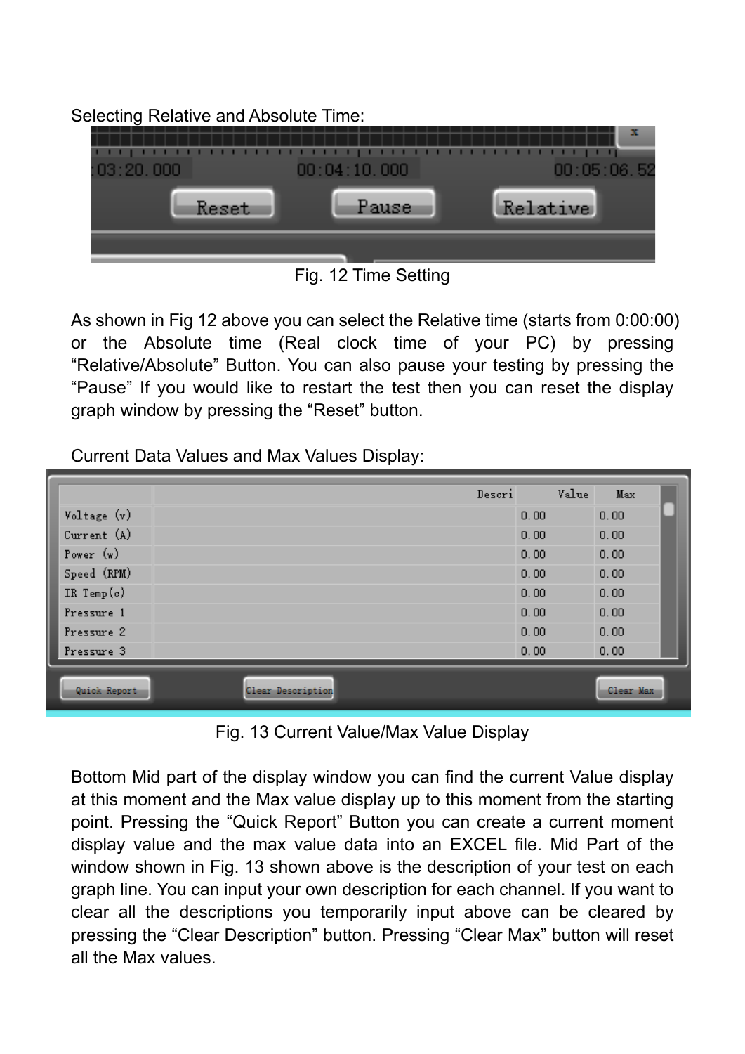Selecting Relative and Absolute Time:

Fig. 12 Time Setting

As shown in Fig 12 above you can select the Relative time (starts from 0:00:00) or the Absolute time (Real clock time of your PC) by pressing “Relative/Absolute” Button. You can also pause your testing by pressing the “Pause” If you would like to restart the test then you can reset the display graph window by pressing the “Reset” button.

Current Data Values and Max Values Display:

Fig. 13 Current Value/Max Value Display

Bottom Mid part of the display window you can find the current Value display at this moment and the Max value display up to this moment from the starting point. Pressing the “Quick Report” Button you can create a current moment display value and the max value data into an EXCEL file. Mid Part of the window shown in Fig. 13 shown above is the description of your test on each graph line. You can input your own description for each channel. If you want to clear all the descriptions you temporarily input above can be cleared by pressing the “Clear Description” button. Pressing “Clear Max” button will reset all the Max values.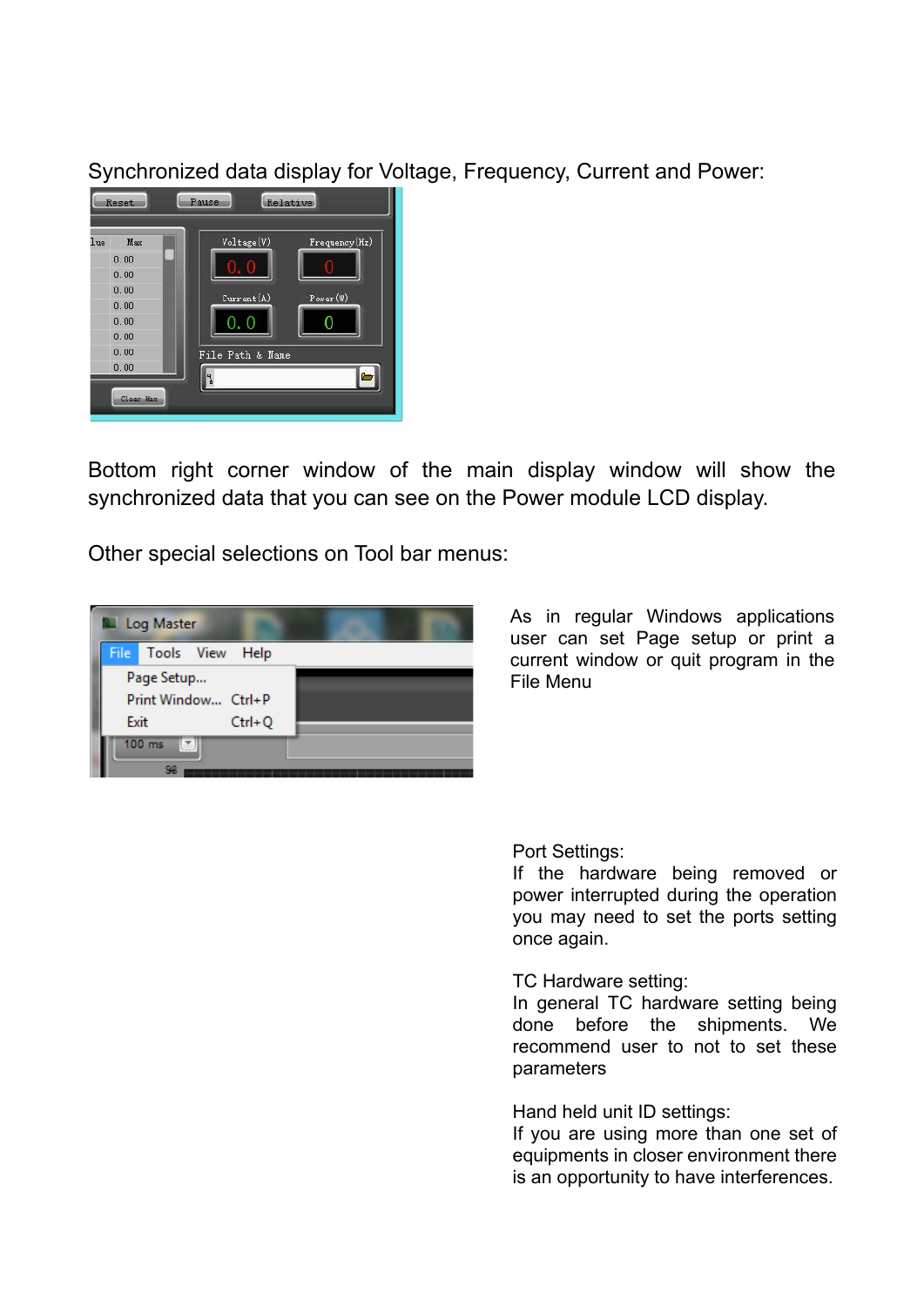Synchronized data display for Voltage, Frequency, Current and Power:

Bottom right corner window of the main display window will show the synchronized data that you can see on the Power module LCD display.

Other special selections on Tool bar menus:

As in regular Windows applications user can set Page setup or print a current window or quit program in the File Menu

Port Settings:
If the hardware being removed or power interrupted during the operation you may need to set the ports setting once again.

TC Hardware setting:
In general TC hardware setting being done before the shipments. We recommend user to not to set these parameters

Hand held unit ID settings:
If you are using more than one set of equipments in closer environment there is an opportunity to have interferences.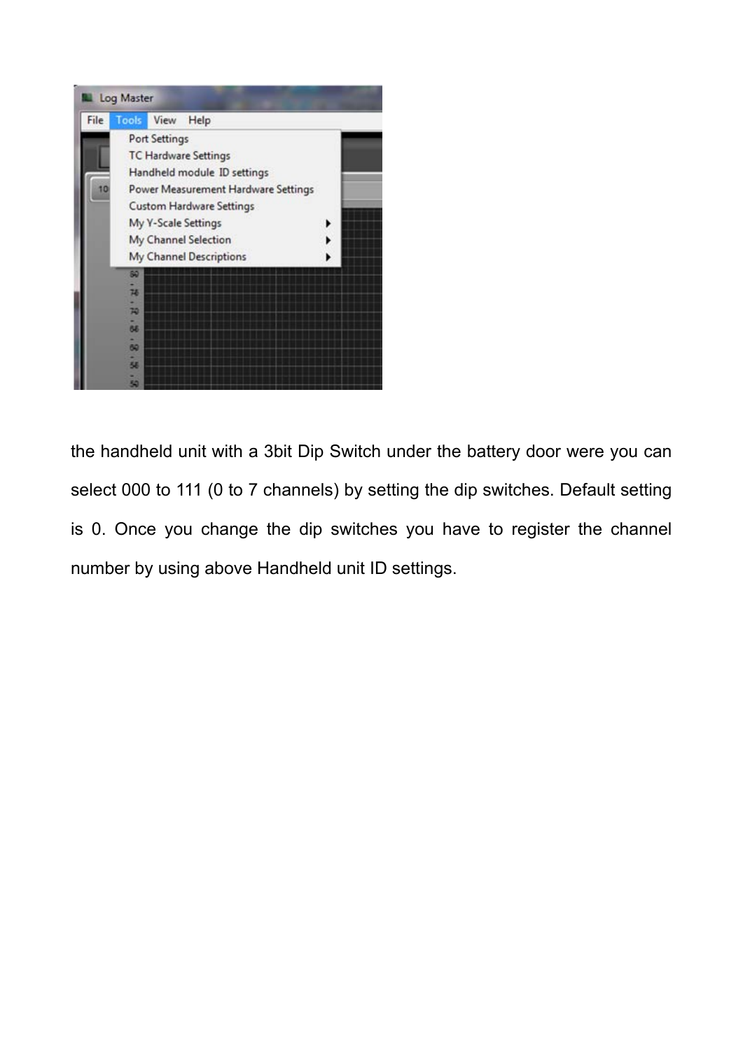the handheld unit with a 3bit Dip Switch under the battery door were you can select 000 to 111 (0 to 7 channels) by setting the dip switches. Default setting is 0. Once you change the dip switches you have to register the channel number by using above Handheld unit ID settings.